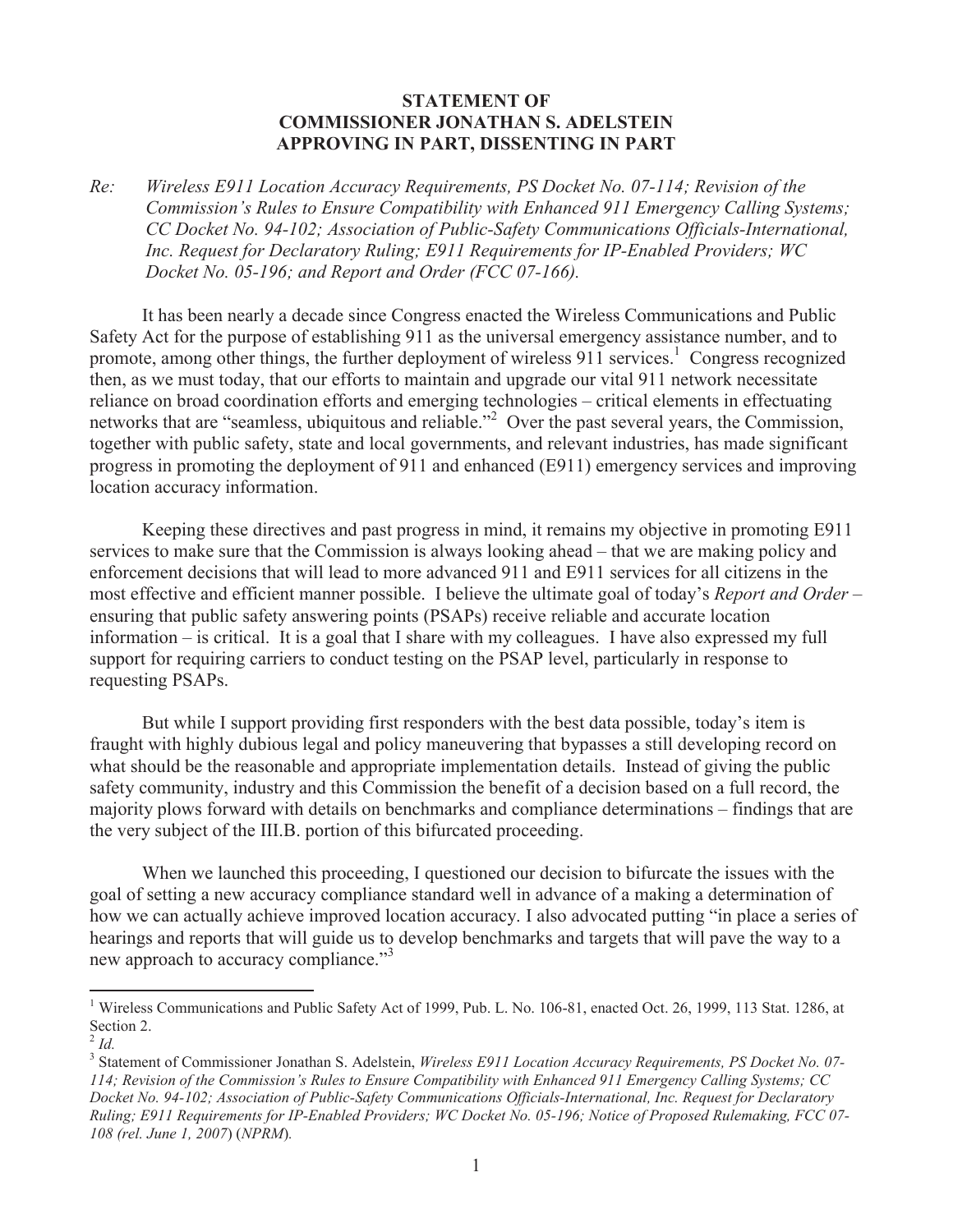**STATEMENT OF**
**COMMISSIONER JONATHAN S. ADELSTEIN**
**APPROVING IN PART, DISSENTING IN PART**

*Re: Wireless E911 Location Accuracy Requirements, PS Docket No. 07-114; Revision of the Commission's Rules to Ensure Compatibility with Enhanced 911 Emergency Calling Systems; CC Docket No. 94-102; Association of Public-Safety Communications Officials-International, Inc. Request for Declaratory Ruling; E911 Requirements for IP-Enabled Providers; WC Docket No. 05-196; and Report and Order (FCC 07-166).*

It has been nearly a decade since Congress enacted the Wireless Communications and Public Safety Act for the purpose of establishing 911 as the universal emergency assistance number, and to promote, among other things, the further deployment of wireless 911 services.[1] Congress recognized then, as we must today, that our efforts to maintain and upgrade our vital 911 network necessitate reliance on broad coordination efforts and emerging technologies – critical elements in effectuating networks that are "seamless, ubiquitous and reliable."[2] Over the past several years, the Commission, together with public safety, state and local governments, and relevant industries, has made significant progress in promoting the deployment of 911 and enhanced (E911) emergency services and improving location accuracy information.

Keeping these directives and past progress in mind, it remains my objective in promoting E911 services to make sure that the Commission is always looking ahead – that we are making policy and enforcement decisions that will lead to more advanced 911 and E911 services for all citizens in the most effective and efficient manner possible. I believe the ultimate goal of today's *Report and Order* – ensuring that public safety answering points (PSAPs) receive reliable and accurate location information – is critical. It is a goal that I share with my colleagues. I have also expressed my full support for requiring carriers to conduct testing on the PSAP level, particularly in response to requesting PSAPs.

But while I support providing first responders with the best data possible, today's item is fraught with highly dubious legal and policy maneuvering that bypasses a still developing record on what should be the reasonable and appropriate implementation details. Instead of giving the public safety community, industry and this Commission the benefit of a decision based on a full record, the majority plows forward with details on benchmarks and compliance determinations – findings that are the very subject of the III.B. portion of this bifurcated proceeding.

When we launched this proceeding, I questioned our decision to bifurcate the issues with the goal of setting a new accuracy compliance standard well in advance of a making a determination of how we can actually achieve improved location accuracy. I also advocated putting "in place a series of hearings and reports that will guide us to develop benchmarks and targets that will pave the way to a new approach to accuracy compliance."[3]

---

[1] Wireless Communications and Public Safety Act of 1999, Pub. L. No. 106-81, enacted Oct. 26, 1999, 113 Stat. 1286, at Section 2.

[2] *Id.*

[3] Statement of Commissioner Jonathan S. Adelstein, *Wireless E911 Location Accuracy Requirements, PS Docket No. 07-114; Revision of the Commission's Rules to Ensure Compatibility with Enhanced 911 Emergency Calling Systems; CC Docket No. 94-102; Association of Public-Safety Communications Officials-International, Inc. Request for Declaratory Ruling; E911 Requirements for IP-Enabled Providers; WC Docket No. 05-196; Notice of Proposed Rulemaking, FCC 07-108 (rel. June 1, 2007)* (*NPRM*).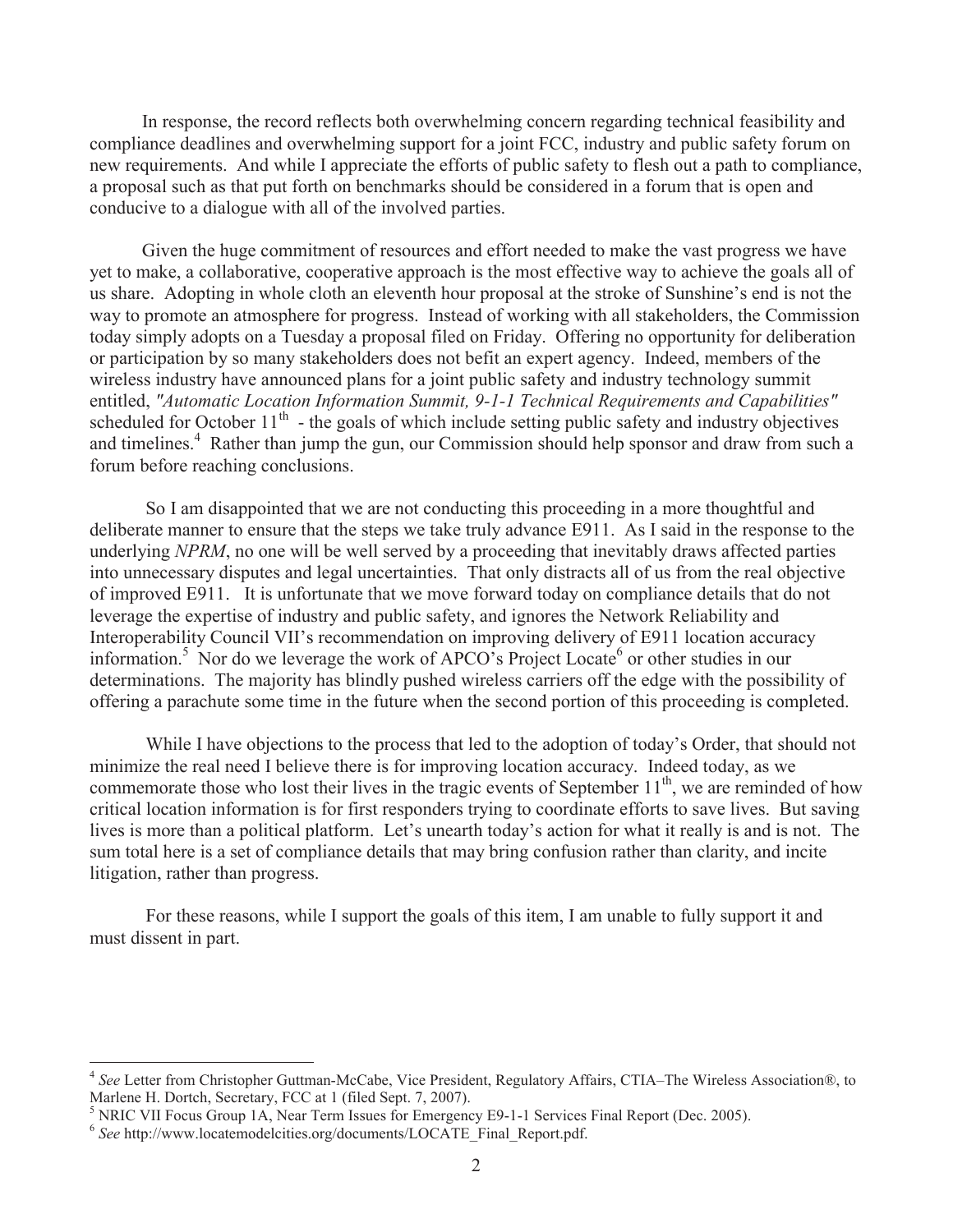In response, the record reflects both overwhelming concern regarding technical feasibility and compliance deadlines and overwhelming support for a joint FCC, industry and public safety forum on new requirements. And while I appreciate the efforts of public safety to flesh out a path to compliance, a proposal such as that put forth on benchmarks should be considered in a forum that is open and conducive to a dialogue with all of the involved parties.

Given the huge commitment of resources and effort needed to make the vast progress we have yet to make, a collaborative, cooperative approach is the most effective way to achieve the goals all of us share. Adopting in whole cloth an eleventh hour proposal at the stroke of Sunshine's end is not the way to promote an atmosphere for progress. Instead of working with all stakeholders, the Commission today simply adopts on a Tuesday a proposal filed on Friday. Offering no opportunity for deliberation or participation by so many stakeholders does not befit an expert agency. Indeed, members of the wireless industry have announced plans for a joint public safety and industry technology summit entitled, *"Automatic Location Information Summit, 9-1-1 Technical Requirements and Capabilities"* scheduled for October 11th - the goals of which include setting public safety and industry objectives and timelines.[4] Rather than jump the gun, our Commission should help sponsor and draw from such a forum before reaching conclusions.

So I am disappointed that we are not conducting this proceeding in a more thoughtful and deliberate manner to ensure that the steps we take truly advance E911. As I said in the response to the underlying *NPRM*, no one will be well served by a proceeding that inevitably draws affected parties into unnecessary disputes and legal uncertainties. That only distracts all of us from the real objective of improved E911. It is unfortunate that we move forward today on compliance details that do not leverage the expertise of industry and public safety, and ignores the Network Reliability and Interoperability Council VII's recommendation on improving delivery of E911 location accuracy information.[5] Nor do we leverage the work of APCO's Project Locate[6] or other studies in our determinations. The majority has blindly pushed wireless carriers off the edge with the possibility of offering a parachute some time in the future when the second portion of this proceeding is completed.

While I have objections to the process that led to the adoption of today's Order, that should not minimize the real need I believe there is for improving location accuracy. Indeed today, as we commemorate those who lost their lives in the tragic events of September 11th, we are reminded of how critical location information is for first responders trying to coordinate efforts to save lives. But saving lives is more than a political platform. Let's unearth today's action for what it really is and is not. The sum total here is a set of compliance details that may bring confusion rather than clarity, and incite litigation, rather than progress.

For these reasons, while I support the goals of this item, I am unable to fully support it and must dissent in part.

---

[4] *See* Letter from Christopher Guttman-McCabe, Vice President, Regulatory Affairs, CTIA–The Wireless Association®, to Marlene H. Dortch, Secretary, FCC at 1 (filed Sept. 7, 2007).

[5] NRIC VII Focus Group 1A, Near Term Issues for Emergency E9-1-1 Services Final Report (Dec. 2005).

[6] *See* http://www.locatemodelcities.org/documents/LOCATE_Final_Report.pdf.